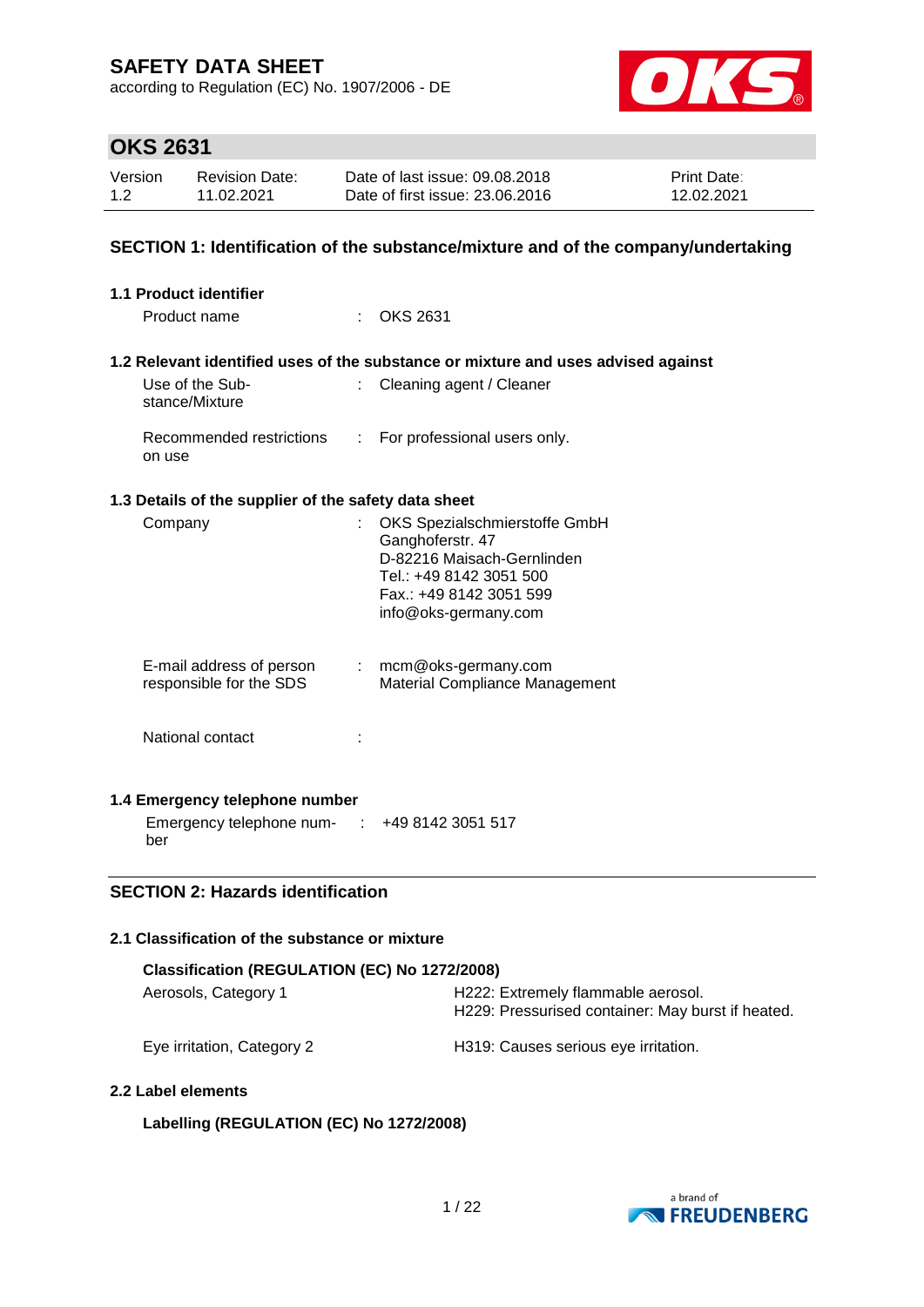# SAFETY DATA SHEET

according to Regulation (EC) No. 1907/2006 - DE

## OKS 2631

| Version | Revision Date: | Date of last issue: 09.08.2018 | Print Date: |
|---|---|---|---|
| 1.2 | 11.02.2021 | Date of first issue: 23.06.2016 | 12.02.2021 |

## SECTION 1: Identification of the substance/mixture and of the company/undertaking

### 1.1 Product identifier

Product name : OKS 2631

### 1.2 Relevant identified uses of the substance or mixture and uses advised against

Use of the Substance/Mixture : Cleaning agent / Cleaner

Recommended restrictions on use : For professional users only.

### 1.3 Details of the supplier of the safety data sheet

Company : OKS Spezialschmierstoffe GmbH
Ganghoferstr. 47
D-82216 Maisach-Gernlinden
Tel.: +49 8142 3051 500
Fax.: +49 8142 3051 599
info@oks-germany.com

E-mail address of person responsible for the SDS : mcm@oks-germany.com
Material Compliance Management

National contact :

### 1.4 Emergency telephone number

Emergency telephone number : +49 8142 3051 517

## SECTION 2: Hazards identification

### 2.1 Classification of the substance or mixture

**Classification (REGULATION (EC) No 1272/2008)**

| | |
|---|---|
| Aerosols, Category 1 | H222: Extremely flammable aerosol.<br>H229: Pressurised container: May burst if heated. |
| Eye irritation, Category 2 | H319: Causes serious eye irritation. |

### 2.2 Label elements

**Labelling (REGULATION (EC) No 1272/2008)**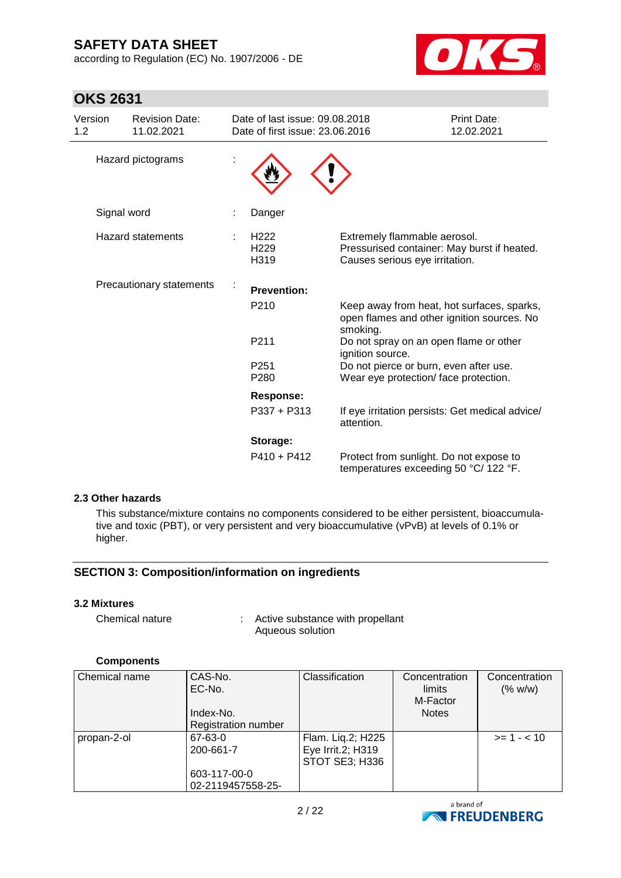| | | | |
|---|---|---|---|
| Hazard pictograms | : | | |
| Signal word | : | Danger | |
| Hazard statements | : | H222<br>H229<br>H319 | Extremely flammable aerosol.<br>Pressurised container: May burst if heated.<br>Causes serious eye irritation. |
| Precautionary statements | : | **Prevention:** | |
| | | P210 | Keep away from heat, hot surfaces, sparks, open flames and other ignition sources. No smoking. |
| | | P211 | Do not spray on an open flame or other ignition source. |
| | | P251<br>P280 | Do not pierce or burn, even after use.<br>Wear eye protection/ face protection. |
| | | **Response:** | |
| | | P337 + P313 | If eye irritation persists: Get medical advice/ attention. |
| | | **Storage:** | |
| | | P410 + P412 | Protect from sunlight. Do not expose to temperatures exceeding 50 °C/ 122 °F. |

### 2.3 Other hazards

This substance/mixture contains no components considered to be either persistent, bioaccumulative and toxic (PBT), or very persistent and very bioaccumulative (vPvB) at levels of 0.1% or higher.

## SECTION 3: Composition/information on ingredients

### 3.2 Mixtures

Chemical nature : Active substance with propellant
Aqueous solution

**Components**

| Chemical name | CAS-No.<br>EC-No.<br>Index-No.<br>Registration number | Classification | Concentration limits<br>M-Factor<br>Notes | Concentration (% w/w) |
|---|---|---|---|---|
| propan-2-ol | 67-63-0<br>200-661-7<br>603-117-00-0<br>02-2119457558-25- | Flam. Liq.2; H225<br>Eye Irrit.2; H319<br>STOT SE3; H336 | | >= 1 - < 10 |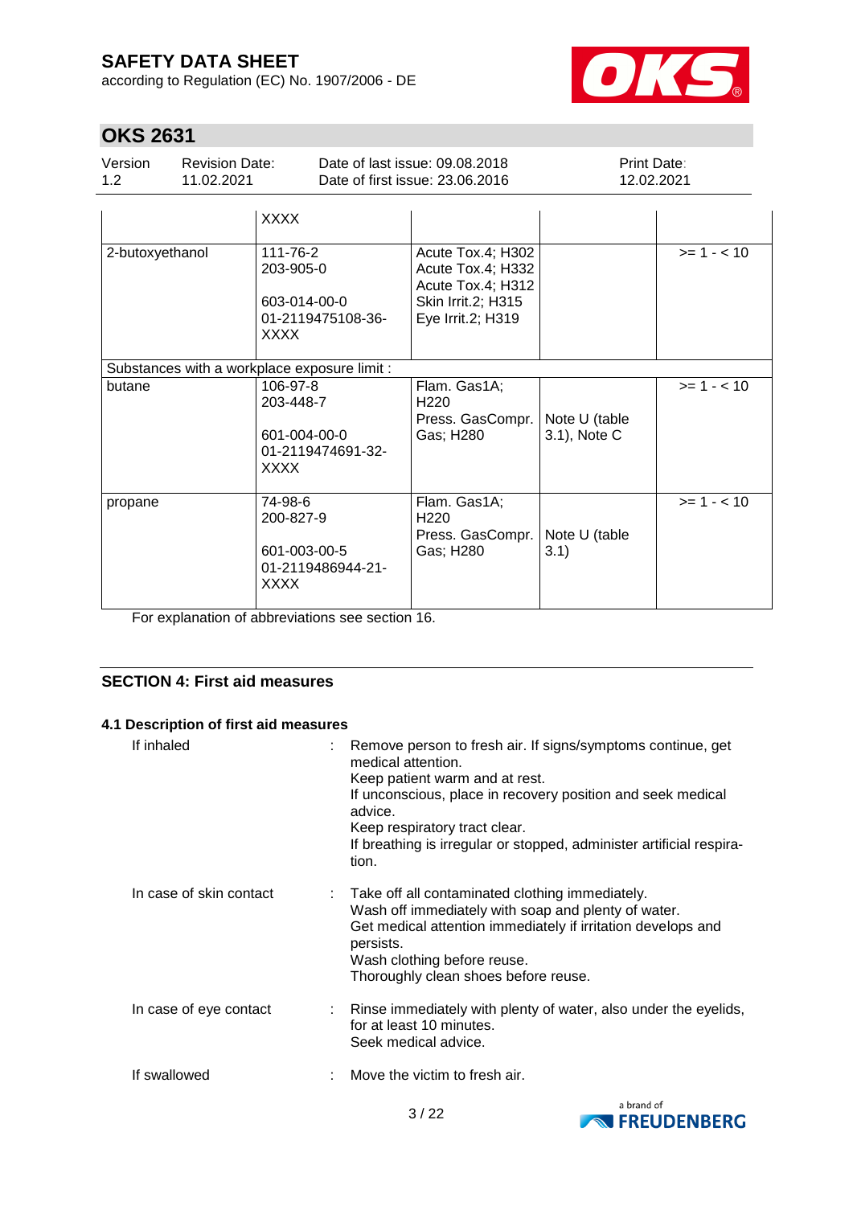| | XXXX | | | |
|---|---|---|---|---|
| 2-butoxyethanol | 111-76-2<br>203-905-0<br><br>603-014-00-0<br>01-2119475108-36-XXXX | Acute Tox.4; H302<br>Acute Tox.4; H332<br>Acute Tox.4; H312<br>Skin Irrit.2; H315<br>Eye Irrit.2; H319 | | >= 1 - < 10 |
| Substances with a workplace exposure limit : | | | | |
| butane | 106-97-8<br>203-448-7<br><br>601-004-00-0<br>01-2119474691-32-XXXX | Flam. Gas1A; H220<br>Press. GasCompr. Gas; H280 | Note U (table 3.1), Note C | >= 1 - < 10 |
| propane | 74-98-6<br>200-827-9<br><br>601-003-00-5<br>01-2119486944-21-XXXX | Flam. Gas1A; H220<br>Press. GasCompr. Gas; H280 | Note U (table 3.1) | >= 1 - < 10 |

For explanation of abbreviations see section 16.

## SECTION 4: First aid measures

### 4.1 Description of first aid measures

If inhaled : Remove person to fresh air. If signs/symptoms continue, get medical attention.
Keep patient warm and at rest.
If unconscious, place in recovery position and seek medical advice.
Keep respiratory tract clear.
If breathing is irregular or stopped, administer artificial respiration.

In case of skin contact : Take off all contaminated clothing immediately.
Wash off immediately with soap and plenty of water.
Get medical attention immediately if irritation develops and persists.
Wash clothing before reuse.
Thoroughly clean shoes before reuse.

In case of eye contact : Rinse immediately with plenty of water, also under the eyelids, for at least 10 minutes.
Seek medical advice.

If swallowed : Move the victim to fresh air.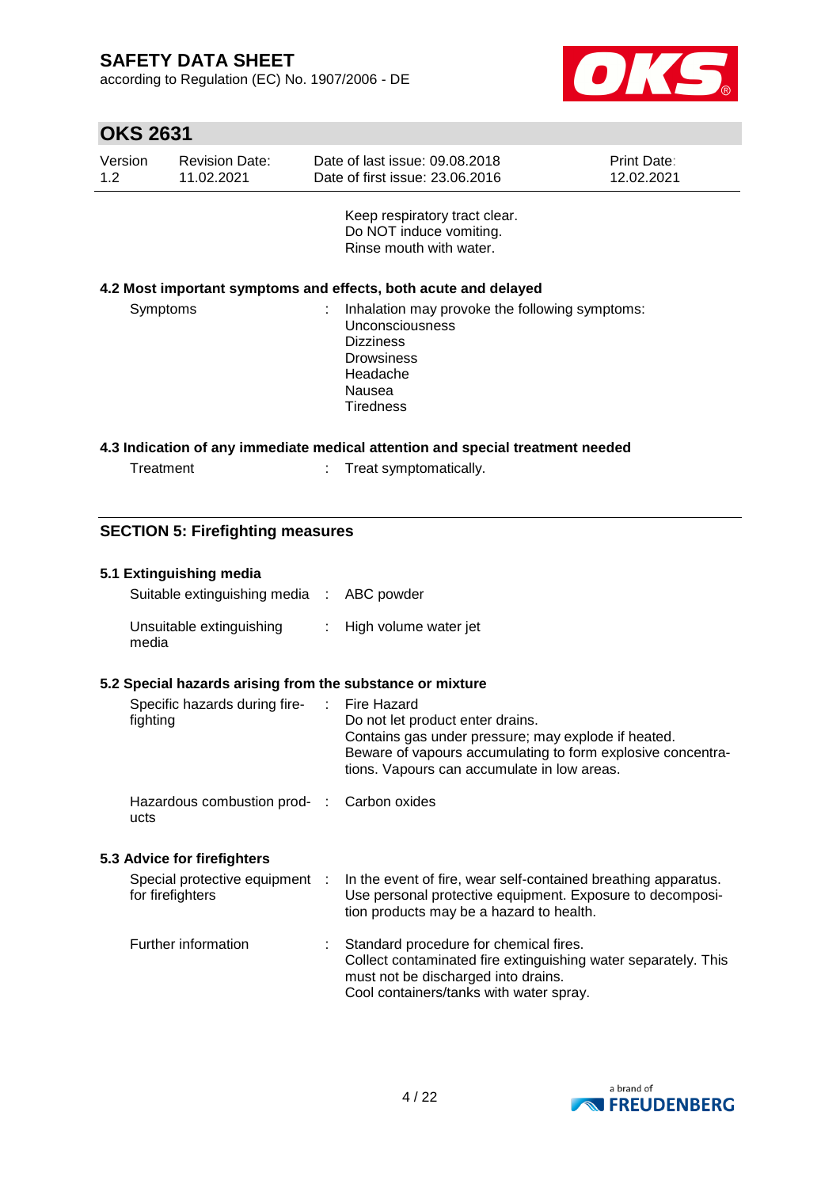Keep respiratory tract clear.
Do NOT induce vomiting.
Rinse mouth with water.

### 4.2 Most important symptoms and effects, both acute and delayed

Symptoms : Inhalation may provoke the following symptoms:
Unconsciousness
Dizziness
Drowsiness
Headache
Nausea
Tiredness

### 4.3 Indication of any immediate medical attention and special treatment needed

Treatment : Treat symptomatically.

## SECTION 5: Firefighting measures

### 5.1 Extinguishing media

Suitable extinguishing media : ABC powder

Unsuitable extinguishing media : High volume water jet

### 5.2 Special hazards arising from the substance or mixture

Specific hazards during firefighting : Fire Hazard
Do not let product enter drains.
Contains gas under pressure; may explode if heated.
Beware of vapours accumulating to form explosive concentrations. Vapours can accumulate in low areas.

Hazardous combustion products : Carbon oxides

### 5.3 Advice for firefighters

Special protective equipment for firefighters : In the event of fire, wear self-contained breathing apparatus. Use personal protective equipment. Exposure to decomposition products may be a hazard to health.

Further information : Standard procedure for chemical fires.
Collect contaminated fire extinguishing water separately. This must not be discharged into drains.
Cool containers/tanks with water spray.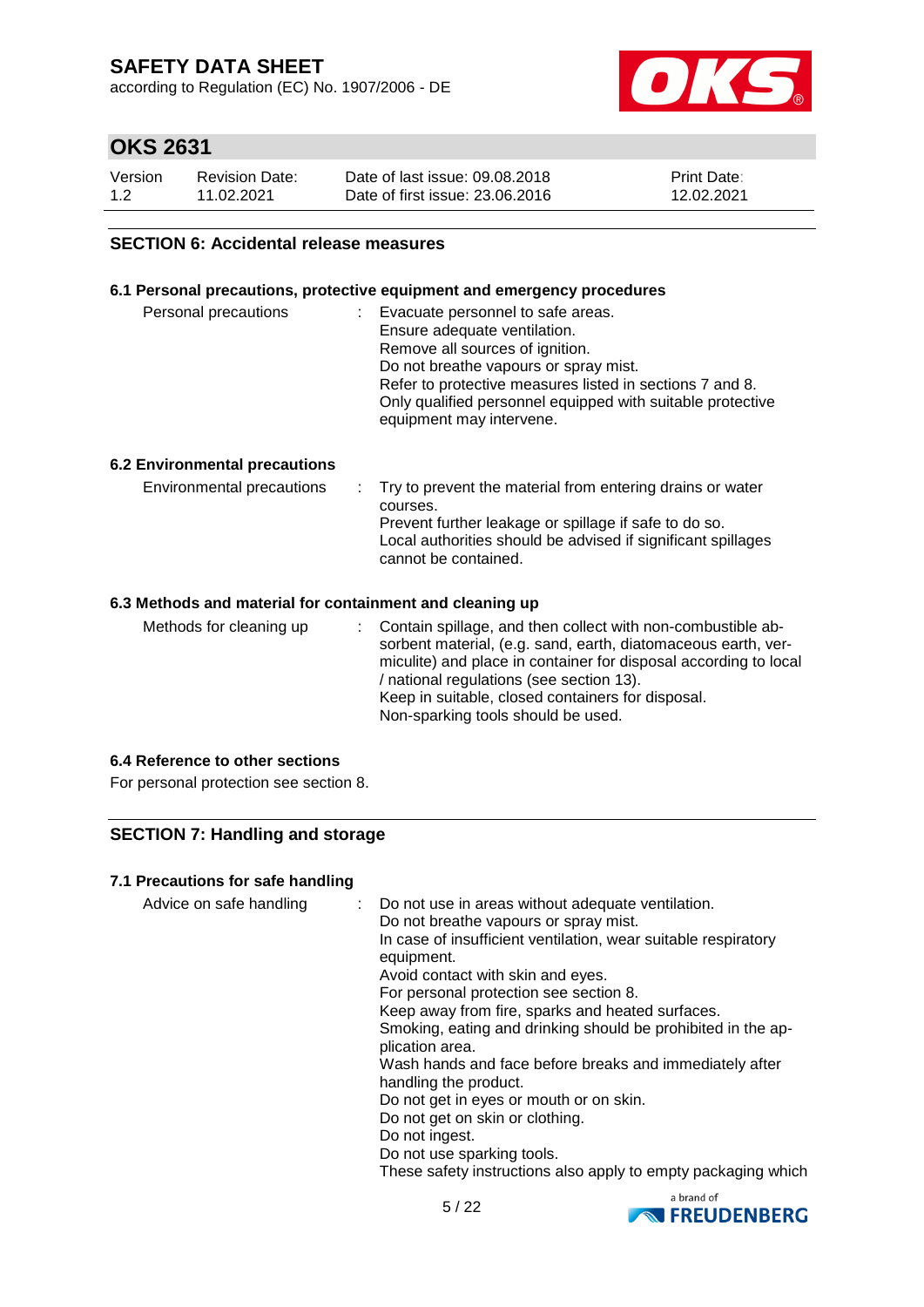## SECTION 6: Accidental release measures

### 6.1 Personal precautions, protective equipment and emergency procedures

| | |
|---|---|
| Personal precautions | : Evacuate personnel to safe areas.<br>Ensure adequate ventilation.<br>Remove all sources of ignition.<br>Do not breathe vapours or spray mist.<br>Refer to protective measures listed in sections 7 and 8.<br>Only qualified personnel equipped with suitable protective equipment may intervene. |

### 6.2 Environmental precautions

| | |
|---|---|
| Environmental precautions | : Try to prevent the material from entering drains or water courses.<br>Prevent further leakage or spillage if safe to do so.<br>Local authorities should be advised if significant spillages cannot be contained. |

### 6.3 Methods and material for containment and cleaning up

| | |
|---|---|
| Methods for cleaning up | : Contain spillage, and then collect with non-combustible absorbent material, (e.g. sand, earth, diatomaceous earth, vermiculite) and place in container for disposal according to local / national regulations (see section 13).<br>Keep in suitable, closed containers for disposal.<br>Non-sparking tools should be used. |

### 6.4 Reference to other sections

For personal protection see section 8.

## SECTION 7: Handling and storage

### 7.1 Precautions for safe handling

| | |
|---|---|
| Advice on safe handling | : Do not use in areas without adequate ventilation.<br>Do not breathe vapours or spray mist.<br>In case of insufficient ventilation, wear suitable respiratory equipment.<br>Avoid contact with skin and eyes.<br>For personal protection see section 8.<br>Keep away from fire, sparks and heated surfaces.<br>Smoking, eating and drinking should be prohibited in the application area.<br>Wash hands and face before breaks and immediately after handling the product.<br>Do not get in eyes or mouth or on skin.<br>Do not get on skin or clothing.<br>Do not ingest.<br>Do not use sparking tools.<br>These safety instructions also apply to empty packaging which |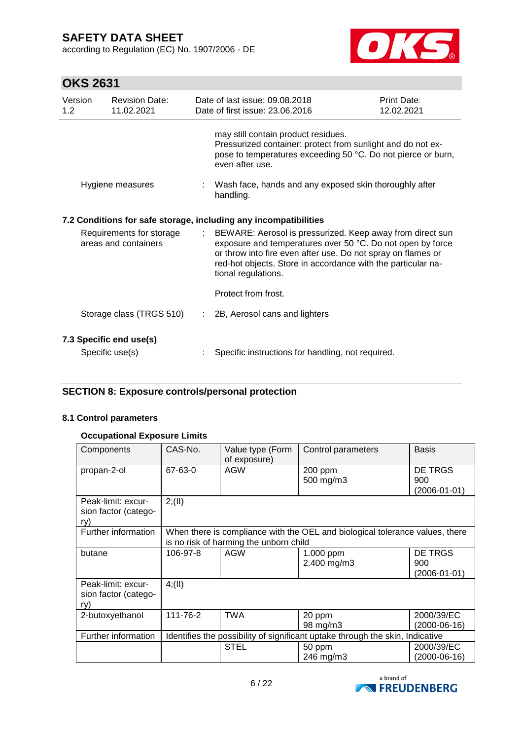may still contain product residues.
Pressurized container: protect from sunlight and do not expose to temperatures exceeding 50 °C. Do not pierce or burn, even after use.

Hygiene measures : Wash face, hands and any exposed skin thoroughly after handling.

### 7.2 Conditions for safe storage, including any incompatibilities

Requirements for storage areas and containers : BEWARE: Aerosol is pressurized. Keep away from direct sun exposure and temperatures over 50 °C. Do not open by force or throw into fire even after use. Do not spray on flames or red-hot objects. Store in accordance with the particular national regulations.

Protect from frost.

Storage class (TRGS 510) : 2B, Aerosol cans and lighters

### 7.3 Specific end use(s)

Specific use(s) : Specific instructions for handling, not required.

## SECTION 8: Exposure controls/personal protection

### 8.1 Control parameters

**Occupational Exposure Limits**

| Components | CAS-No. | Value type (Form of exposure) | Control parameters | Basis |
|---|---|---|---|---|
| propan-2-ol | 67-63-0 | AGW | 200 ppm<br>500 mg/m3 | DE TRGS 900 (2006-01-01) |
| Peak-limit: excursion factor (category) | 2;(II) | | | |
| Further information | When there is compliance with the OEL and biological tolerance values, there is no risk of harming the unborn child | | | |
| butane | 106-97-8 | AGW | 1.000 ppm<br>2.400 mg/m3 | DE TRGS 900 (2006-01-01) |
| Peak-limit: excursion factor (category) | 4;(II) | | | |
| 2-butoxyethanol | 111-76-2 | TWA | 20 ppm<br>98 mg/m3 | 2000/39/EC (2000-06-16) |
| Further information | Identifies the possibility of significant uptake through the skin, Indicative | | | |
| | | STEL | 50 ppm<br>246 mg/m3 | 2000/39/EC (2000-06-16) |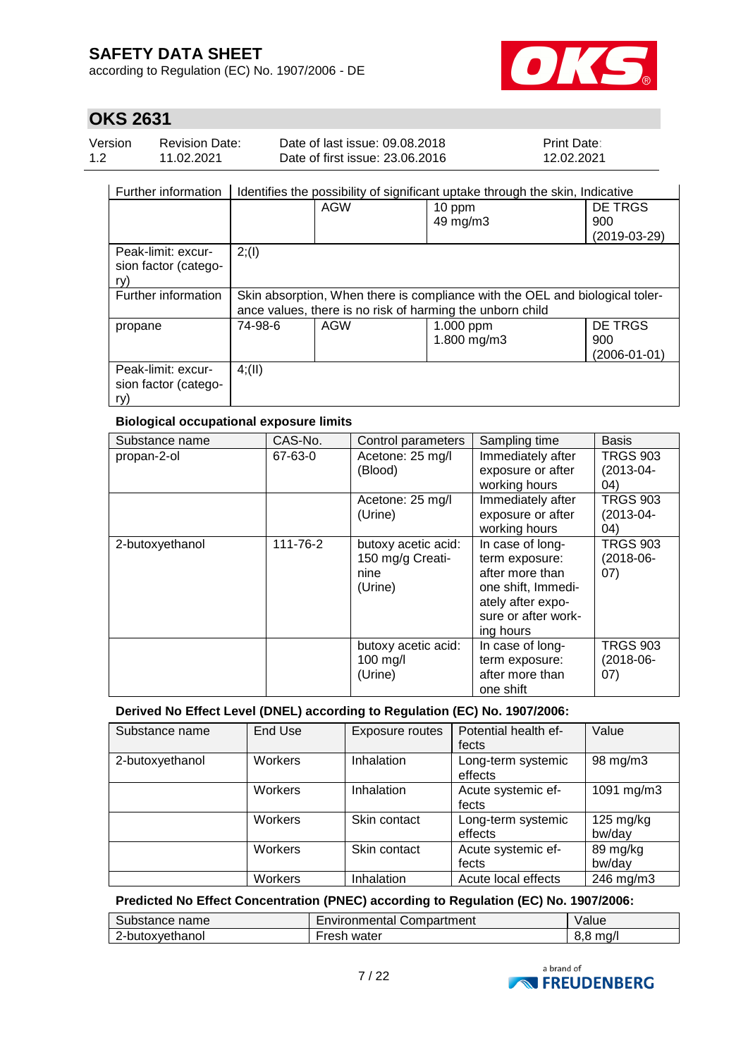| | | | | |
|---|---|---|---|---|
| Further information | Identifies the possibility of significant uptake through the skin, Indicative | | | |
| | | AGW | 10 ppm<br>49 mg/m3 | DE TRGS 900 (2019-03-29) |
| Peak-limit: excursion factor (category) | 2;(I) | | | |
| Further information | Skin absorption, When there is compliance with the OEL and biological tolerance values, there is no risk of harming the unborn child | | | |
| propane | 74-98-6 | AGW | 1.000 ppm<br>1.800 mg/m3 | DE TRGS 900 (2006-01-01) |
| Peak-limit: excursion factor (category) | 4;(II) | | | |

**Biological occupational exposure limits**

| Substance name | CAS-No. | Control parameters | Sampling time | Basis |
|---|---|---|---|---|
| propan-2-ol | 67-63-0 | Acetone: 25 mg/l (Blood) | Immediately after exposure or after working hours | TRGS 903 (2013-04-04) |
| | | Acetone: 25 mg/l (Urine) | Immediately after exposure or after working hours | TRGS 903 (2013-04-04) |
| 2-butoxyethanol | 111-76-2 | butoxy acetic acid: 150 mg/g Creatinine (Urine) | In case of long-term exposure: after more than one shift, Immediately after exposure or after working hours | TRGS 903 (2018-06-07) |
| | | butoxy acetic acid: 100 mg/l (Urine) | In case of long-term exposure: after more than one shift | TRGS 903 (2018-06-07) |

**Derived No Effect Level (DNEL) according to Regulation (EC) No. 1907/2006:**

| Substance name | End Use | Exposure routes | Potential health effects | Value |
|---|---|---|---|---|
| 2-butoxyethanol | Workers | Inhalation | Long-term systemic effects | 98 mg/m3 |
| | Workers | Inhalation | Acute systemic effects | 1091 mg/m3 |
| | Workers | Skin contact | Long-term systemic effects | 125 mg/kg bw/day |
| | Workers | Skin contact | Acute systemic effects | 89 mg/kg bw/day |
| | Workers | Inhalation | Acute local effects | 246 mg/m3 |

**Predicted No Effect Concentration (PNEC) according to Regulation (EC) No. 1907/2006:**

| Substance name | Environmental Compartment | Value |
|---|---|---|
| 2-butoxyethanol | Fresh water | 8,8 mg/l |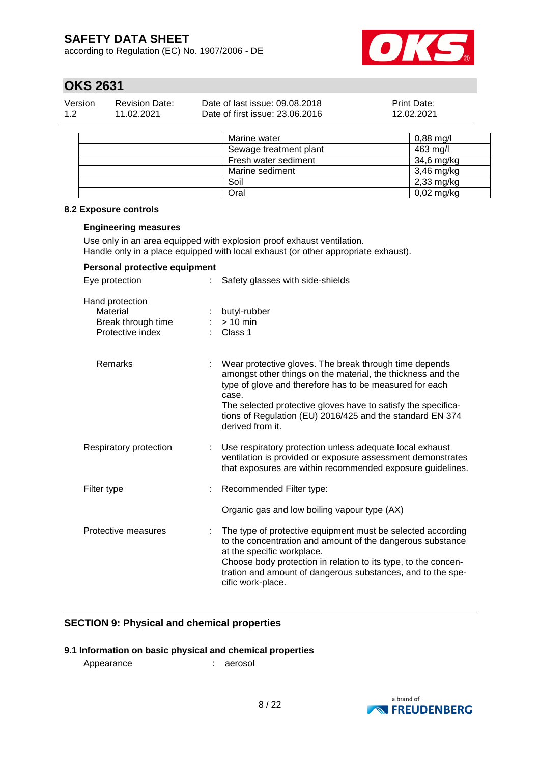| | | |
|---|---|---|
| | Marine water | 0,88 mg/l |
| | Sewage treatment plant | 463 mg/l |
| | Fresh water sediment | 34,6 mg/kg |
| | Marine sediment | 3,46 mg/kg |
| | Soil | 2,33 mg/kg |
| | Oral | 0,02 mg/kg |

### 8.2 Exposure controls

**Engineering measures**

Use only in an area equipped with explosion proof exhaust ventilation.
Handle only in a place equipped with local exhaust (or other appropriate exhaust).

**Personal protective equipment**

Eye protection : Safety glasses with side-shields

Hand protection
- Material : butyl-rubber
- Break through time : > 10 min
- Protective index : Class 1

Remarks : Wear protective gloves. The break through time depends amongst other things on the material, the thickness and the type of glove and therefore has to be measured for each case.
The selected protective gloves have to satisfy the specifications of Regulation (EU) 2016/425 and the standard EN 374 derived from it.

Respiratory protection : Use respiratory protection unless adequate local exhaust ventilation is provided or exposure assessment demonstrates that exposures are within recommended exposure guidelines.

Filter type : Recommended Filter type:

Organic gas and low boiling vapour type (AX)

Protective measures : The type of protective equipment must be selected according to the concentration and amount of the dangerous substance at the specific workplace.
Choose body protection in relation to its type, to the concentration and amount of dangerous substances, and to the specific work-place.

## SECTION 9: Physical and chemical properties

### 9.1 Information on basic physical and chemical properties

Appearance : aerosol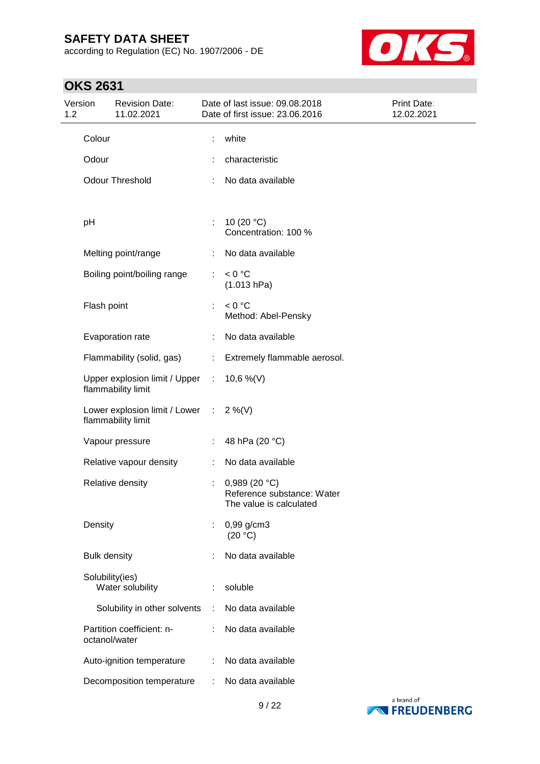| Property | | Value |
|---|---|---|
| Colour | : | white |
| Odour | : | characteristic |
| Odour Threshold | : | No data available |
| pH | : | 10 (20 °C)<br>Concentration: 100 % |
| Melting point/range | : | No data available |
| Boiling point/boiling range | : | < 0 °C<br>(1.013 hPa) |
| Flash point | : | < 0 °C<br>Method: Abel-Pensky |
| Evaporation rate | : | No data available |
| Flammability (solid, gas) | : | Extremely flammable aerosol. |
| Upper explosion limit / Upper flammability limit | : | 10,6 %(V) |
| Lower explosion limit / Lower flammability limit | : | 2 %(V) |
| Vapour pressure | : | 48 hPa (20 °C) |
| Relative vapour density | : | No data available |
| Relative density | : | 0,989 (20 °C)<br>Reference substance: Water<br>The value is calculated |
| Density | : | 0,99 g/cm3<br>(20 °C) |
| Bulk density | : | No data available |
| Solubility(ies)<br>Water solubility | : | soluble |
| Solubility in other solvents | : | No data available |
| Partition coefficient: n-octanol/water | : | No data available |
| Auto-ignition temperature | : | No data available |
| Decomposition temperature | : | No data available |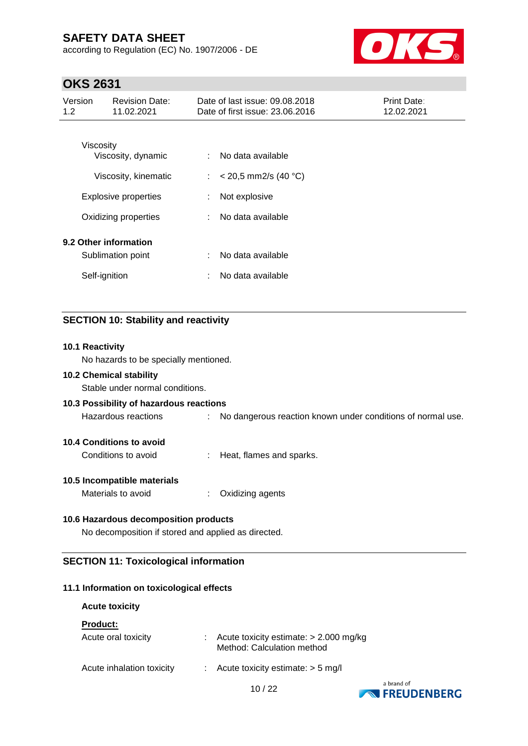Viscosity

| | | |
|---|---|---|
| Viscosity, dynamic | : | No data available |
| Viscosity, kinematic | : | < 20,5 mm2/s (40 °C) |
| Explosive properties | : | Not explosive |
| Oxidizing properties | : | No data available |

**9.2 Other information**

| | | |
|---|---|---|
| Sublimation point | : | No data available |
| Self-ignition | : | No data available |

## SECTION 10: Stability and reactivity

**10.1 Reactivity**

No hazards to be specially mentioned.

**10.2 Chemical stability**

Stable under normal conditions.

**10.3 Possibility of hazardous reactions**

Hazardous reactions : No dangerous reaction known under conditions of normal use.

**10.4 Conditions to avoid**

Conditions to avoid : Heat, flames and sparks.

**10.5 Incompatible materials**

Materials to avoid : Oxidizing agents

**10.6 Hazardous decomposition products**

No decomposition if stored and applied as directed.

## SECTION 11: Toxicological information

**11.1 Information on toxicological effects**

**Acute toxicity**

**Product:**

| | | |
|---|---|---|
| Acute oral toxicity | : | Acute toxicity estimate: > 2.000 mg/kg<br>Method: Calculation method |
| Acute inhalation toxicity | : | Acute toxicity estimate: > 5 mg/l |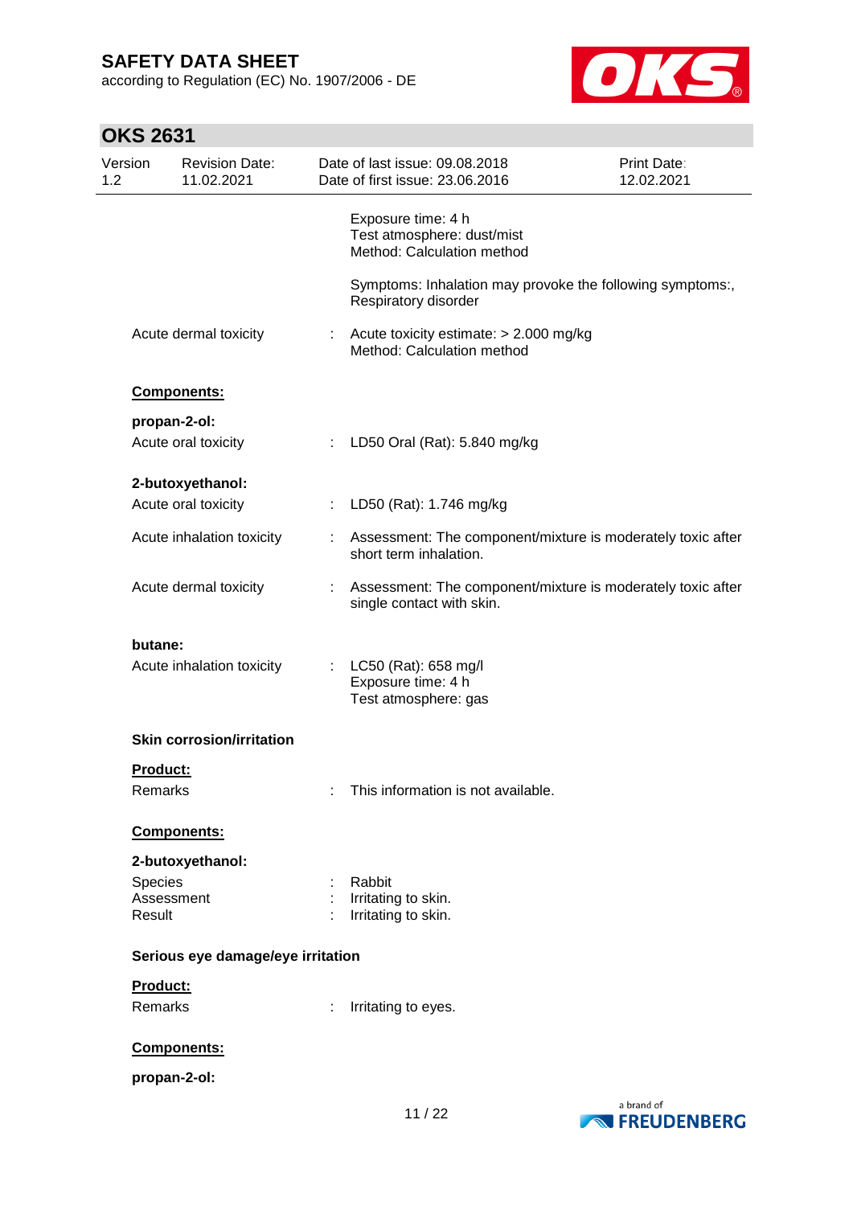Exposure time: 4 h
Test atmosphere: dust/mist
Method: Calculation method

Symptoms: Inhalation may provoke the following symptoms:, Respiratory disorder

Acute dermal toxicity : Acute toxicity estimate: > 2.000 mg/kg
Method: Calculation method

**Components:**

**propan-2-ol:**

Acute oral toxicity : LD50 Oral (Rat): 5.840 mg/kg

**2-butoxyethanol:**

Acute oral toxicity : LD50 (Rat): 1.746 mg/kg

Acute inhalation toxicity : Assessment: The component/mixture is moderately toxic after short term inhalation.

Acute dermal toxicity : Assessment: The component/mixture is moderately toxic after single contact with skin.

**butane:**

Acute inhalation toxicity : LC50 (Rat): 658 mg/l
Exposure time: 4 h
Test atmosphere: gas

**Skin corrosion/irritation**

**Product:**

Remarks : This information is not available.

**Components:**

**2-butoxyethanol:**

Species : Rabbit
Assessment : Irritating to skin.
Result : Irritating to skin.

**Serious eye damage/eye irritation**

**Product:**

Remarks : Irritating to eyes.

**Components:**

**propan-2-ol:**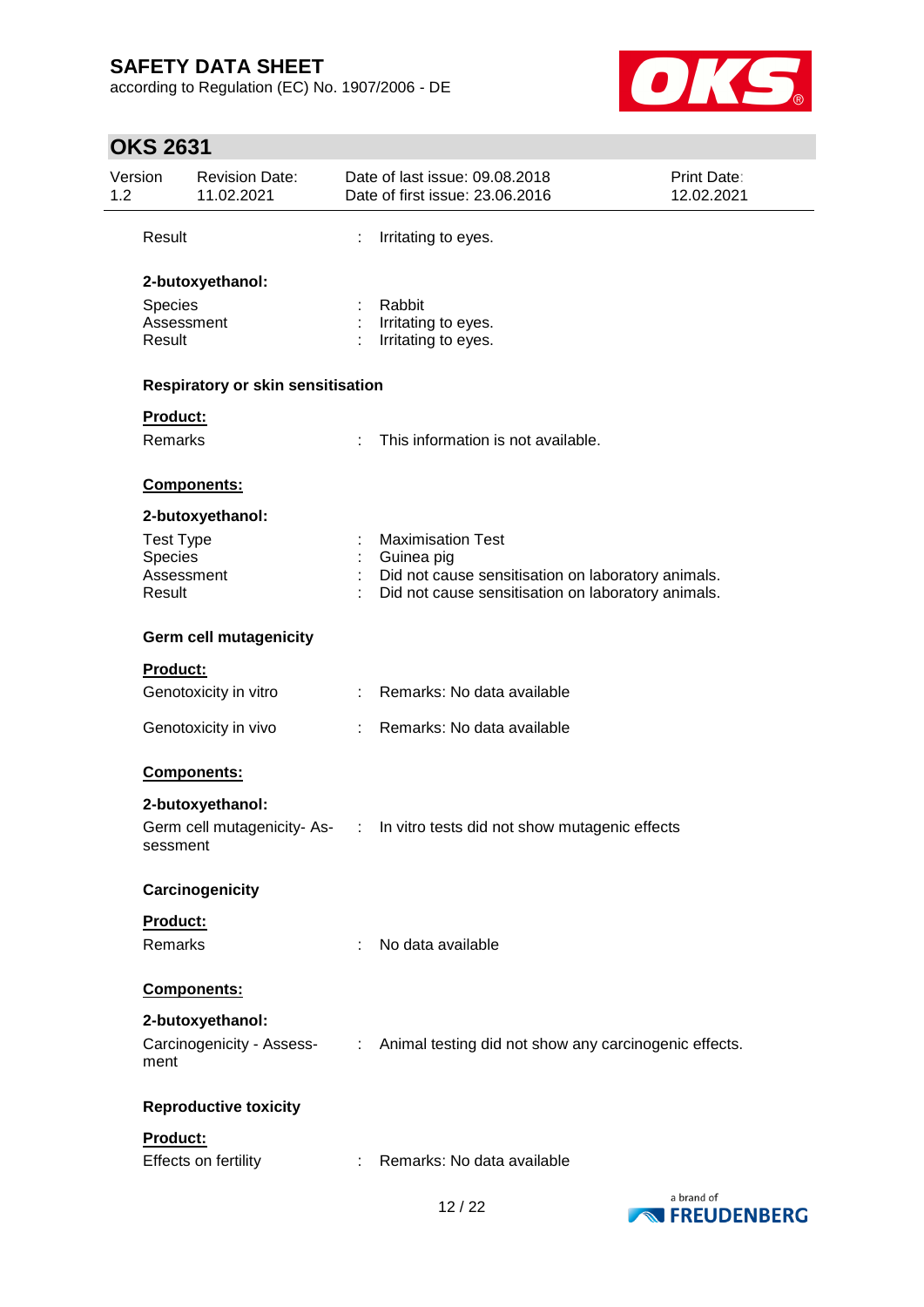Result : Irritating to eyes.

**2-butoxyethanol:**

Species : Rabbit
Assessment : Irritating to eyes.
Result : Irritating to eyes.

**Respiratory or skin sensitisation**

**Product:**

Remarks : This information is not available.

**Components:**

**2-butoxyethanol:**

Test Type : Maximisation Test
Species : Guinea pig
Assessment : Did not cause sensitisation on laboratory animals.
Result : Did not cause sensitisation on laboratory animals.

**Germ cell mutagenicity**

**Product:**

Genotoxicity in vitro : Remarks: No data available

Genotoxicity in vivo : Remarks: No data available

**Components:**

**2-butoxyethanol:**

Germ cell mutagenicity- Assessment : In vitro tests did not show mutagenic effects

**Carcinogenicity**

**Product:**

Remarks : No data available

**Components:**

**2-butoxyethanol:**

Carcinogenicity - Assessment : Animal testing did not show any carcinogenic effects.

**Reproductive toxicity**

**Product:**

Effects on fertility : Remarks: No data available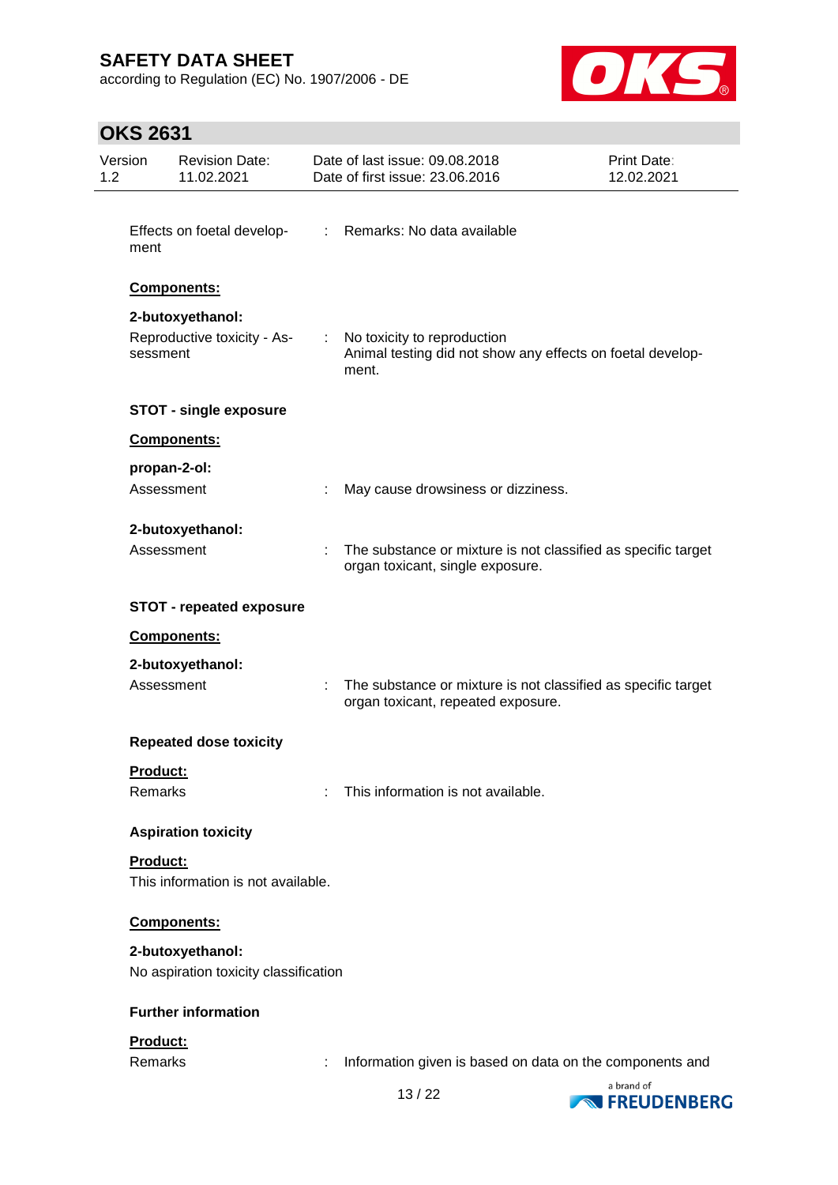Effects on foetal development : Remarks: No data available

**Components:**

**2-butoxyethanol:**

Reproductive toxicity - Assessment : No toxicity to reproduction
Animal testing did not show any effects on foetal development.

**STOT - single exposure**

**Components:**

**propan-2-ol:**

Assessment : May cause drowsiness or dizziness.

**2-butoxyethanol:**

Assessment : The substance or mixture is not classified as specific target organ toxicant, single exposure.

**STOT - repeated exposure**

**Components:**

**2-butoxyethanol:**

Assessment : The substance or mixture is not classified as specific target organ toxicant, repeated exposure.

**Repeated dose toxicity**

**Product:**

Remarks : This information is not available.

**Aspiration toxicity**

**Product:**

This information is not available.

**Components:**

**2-butoxyethanol:**

No aspiration toxicity classification

**Further information**

**Product:**

Remarks : Information given is based on data on the components and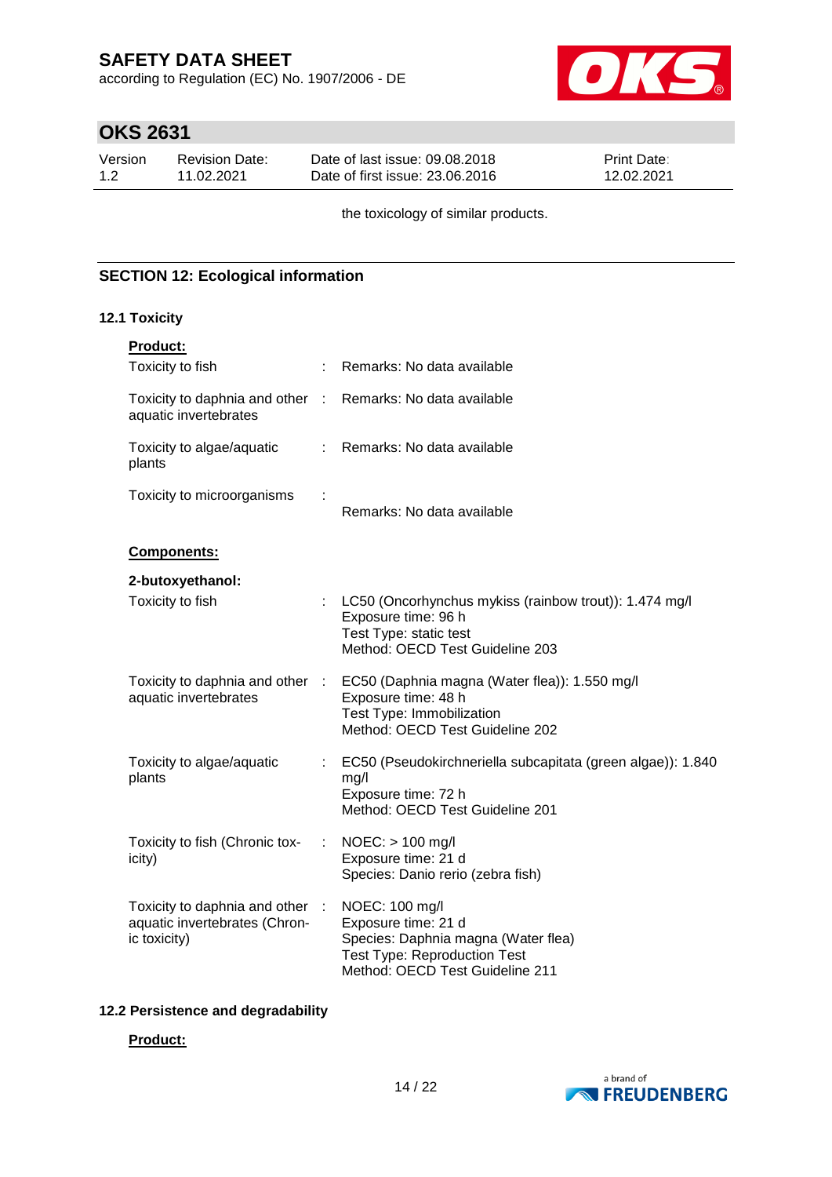the toxicology of similar products.

## SECTION 12: Ecological information

### 12.1 Toxicity

**Product:**

| | | |
|---|---|---|
| Toxicity to fish | : | Remarks: No data available |
| Toxicity to daphnia and other aquatic invertebrates | : | Remarks: No data available |
| Toxicity to algae/aquatic plants | : | Remarks: No data available |
| Toxicity to microorganisms | : | Remarks: No data available |

**Components:**

**2-butoxyethanol:**

| | | |
|---|---|---|
| Toxicity to fish | : | LC50 (Oncorhynchus mykiss (rainbow trout)): 1.474 mg/l<br>Exposure time: 96 h<br>Test Type: static test<br>Method: OECD Test Guideline 203 |
| Toxicity to daphnia and other aquatic invertebrates | : | EC50 (Daphnia magna (Water flea)): 1.550 mg/l<br>Exposure time: 48 h<br>Test Type: Immobilization<br>Method: OECD Test Guideline 202 |
| Toxicity to algae/aquatic plants | : | EC50 (Pseudokirchneriella subcapitata (green algae)): 1.840 mg/l<br>Exposure time: 72 h<br>Method: OECD Test Guideline 201 |
| Toxicity to fish (Chronic toxicity) | : | NOEC: > 100 mg/l<br>Exposure time: 21 d<br>Species: Danio rerio (zebra fish) |
| Toxicity to daphnia and other aquatic invertebrates (Chronic toxicity) | : | NOEC: 100 mg/l<br>Exposure time: 21 d<br>Species: Daphnia magna (Water flea)<br>Test Type: Reproduction Test<br>Method: OECD Test Guideline 211 |

### 12.2 Persistence and degradability

**Product:**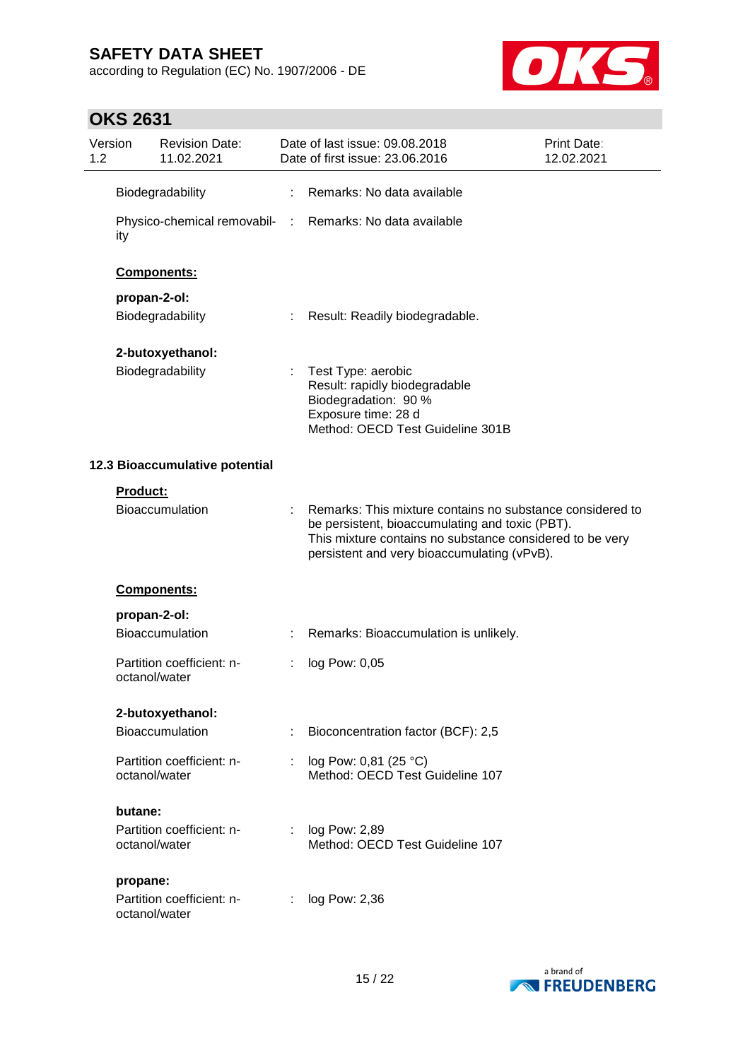Biodegradability : Remarks: No data available

Physico-chemical removability : Remarks: No data available

**Components:**

**propan-2-ol:**

Biodegradability : Result: Readily biodegradable.

**2-butoxyethanol:**

Biodegradability : Test Type: aerobic
Result: rapidly biodegradable
Biodegradation: 90 %
Exposure time: 28 d
Method: OECD Test Guideline 301B

## 12.3 Bioaccumulative potential

**Product:**

Bioaccumulation : Remarks: This mixture contains no substance considered to be persistent, bioaccumulating and toxic (PBT).
This mixture contains no substance considered to be very persistent and very bioaccumulating (vPvB).

**Components:**

**propan-2-ol:**

Bioaccumulation : Remarks: Bioaccumulation is unlikely.

Partition coefficient: n-octanol/water : log Pow: 0,05

**2-butoxyethanol:**

Bioaccumulation : Bioconcentration factor (BCF): 2,5

Partition coefficient: n-octanol/water : log Pow: 0,81 (25 °C)
Method: OECD Test Guideline 107

**butane:**

Partition coefficient: n-octanol/water : log Pow: 2,89
Method: OECD Test Guideline 107

**propane:**

Partition coefficient: n-octanol/water : log Pow: 2,36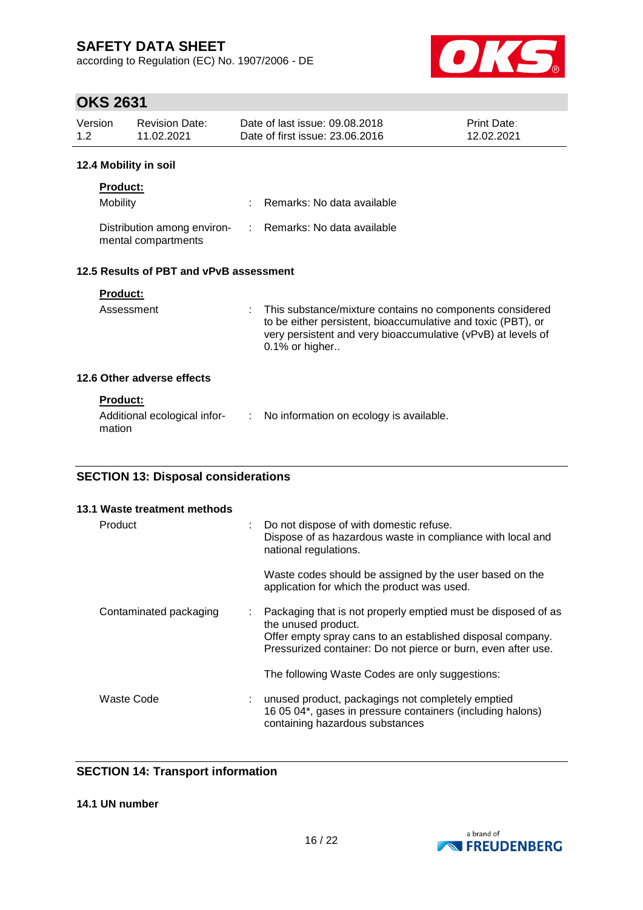#### 12.4 Mobility in soil

**Product:**

| | | |
|---|---|---|
| Mobility | : | Remarks: No data available |
| Distribution among environmental compartments | : | Remarks: No data available |

#### 12.5 Results of PBT and vPvB assessment

**Product:**

| | | |
|---|---|---|
| Assessment | : | This substance/mixture contains no components considered to be either persistent, bioaccumulative and toxic (PBT), or very persistent and very bioaccumulative (vPvB) at levels of 0.1% or higher.. |

#### 12.6 Other adverse effects

**Product:**

| | | |
|---|---|---|
| Additional ecological information | : | No information on ecology is available. |

## SECTION 13: Disposal considerations

#### 13.1 Waste treatment methods

| | | |
|---|---|---|
| Product | : | Do not dispose of with domestic refuse.<br>Dispose of as hazardous waste in compliance with local and national regulations.<br><br>Waste codes should be assigned by the user based on the application for which the product was used. |
| Contaminated packaging | : | Packaging that is not properly emptied must be disposed of as the unused product.<br>Offer empty spray cans to an established disposal company.<br>Pressurized container: Do not pierce or burn, even after use.<br><br>The following Waste Codes are only suggestions: |
| Waste Code | : | unused product, packagings not completely emptied<br>16 05 04*, gases in pressure containers (including halons) containing hazardous substances |

## SECTION 14: Transport information

#### 14.1 UN number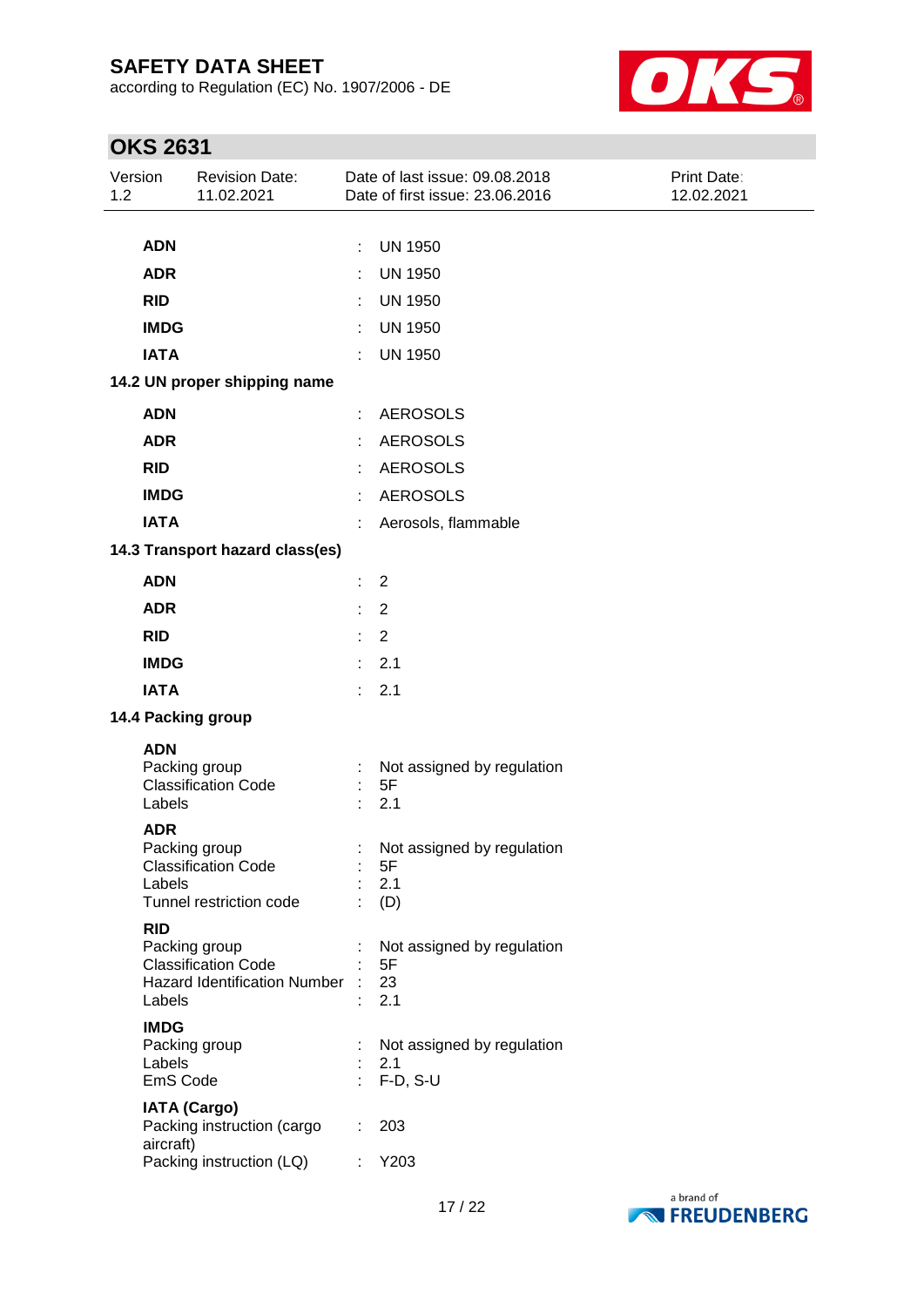| | | |
|---|---|---|
| **ADN** | : | UN 1950 |
| **ADR** | : | UN 1950 |
| **RID** | : | UN 1950 |
| **IMDG** | : | UN 1950 |
| **IATA** | : | UN 1950 |

**14.2 UN proper shipping name**

| | | |
|---|---|---|
| **ADN** | : | AEROSOLS |
| **ADR** | : | AEROSOLS |
| **RID** | : | AEROSOLS |
| **IMDG** | : | AEROSOLS |
| **IATA** | : | Aerosols, flammable |

**14.3 Transport hazard class(es)**

| | | |
|---|---|---|
| **ADN** | : | 2 |
| **ADR** | : | 2 |
| **RID** | : | 2 |
| **IMDG** | : | 2.1 |
| **IATA** | : | 2.1 |

**14.4 Packing group**

**ADN**

| | | |
|---|---|---|
| Packing group | : | Not assigned by regulation |
| Classification Code | : | 5F |
| Labels | : | 2.1 |

**ADR**

| | | |
|---|---|---|
| Packing group | : | Not assigned by regulation |
| Classification Code | : | 5F |
| Labels | : | 2.1 |
| Tunnel restriction code | : | (D) |

**RID**

| | | |
|---|---|---|
| Packing group | : | Not assigned by regulation |
| Classification Code | : | 5F |
| Hazard Identification Number | : | 23 |
| Labels | : | 2.1 |

**IMDG**

| | | |
|---|---|---|
| Packing group | : | Not assigned by regulation |
| Labels | : | 2.1 |
| EmS Code | : | F-D, S-U |

**IATA (Cargo)**

| | | |
|---|---|---|
| Packing instruction (cargo aircraft) | : | 203 |
| Packing instruction (LQ) | : | Y203 |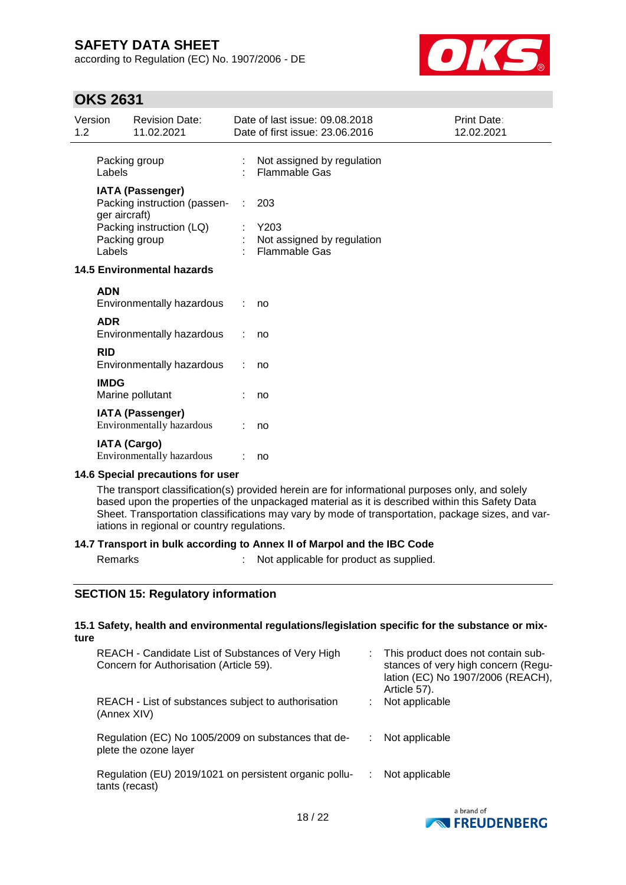| | | |
|---|---|---|
| Packing group | : | Not assigned by regulation |
| Labels | : | Flammable Gas |
| **IATA (Passenger)** | | |
| Packing instruction (passenger aircraft) | : | 203 |
| Packing instruction (LQ) | : | Y203 |
| Packing group | : | Not assigned by regulation |
| Labels | : | Flammable Gas |

### 14.5 Environmental hazards

| | | |
|---|---|---|
| **ADN** | | |
| Environmentally hazardous | : | no |
| **ADR** | | |
| Environmentally hazardous | : | no |
| **RID** | | |
| Environmentally hazardous | : | no |
| **IMDG** | | |
| Marine pollutant | : | no |
| **IATA (Passenger)** | | |
| Environmentally hazardous | : | no |
| **IATA (Cargo)** | | |
| Environmentally hazardous | : | no |

### 14.6 Special precautions for user

The transport classification(s) provided herein are for informational purposes only, and solely based upon the properties of the unpackaged material as it is described within this Safety Data Sheet. Transportation classifications may vary by mode of transportation, package sizes, and variations in regional or country regulations.

### 14.7 Transport in bulk according to Annex II of Marpol and the IBC Code

| | | |
|---|---|---|
| Remarks | : | Not applicable for product as supplied. |

## SECTION 15: Regulatory information

### 15.1 Safety, health and environmental regulations/legislation specific for the substance or mixture

| | | |
|---|---|---|
| REACH - Candidate List of Substances of Very High Concern for Authorisation (Article 59). | : | This product does not contain substances of very high concern (Regulation (EC) No 1907/2006 (REACH), Article 57). |
| REACH - List of substances subject to authorisation (Annex XIV) | : | Not applicable |
| Regulation (EC) No 1005/2009 on substances that deplete the ozone layer | : | Not applicable |
| Regulation (EU) 2019/1021 on persistent organic pollutants (recast) | : | Not applicable |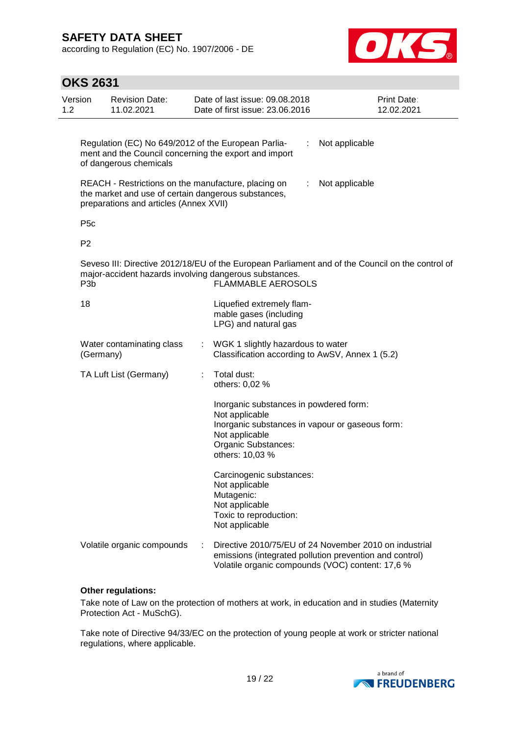Regulation (EC) No 649/2012 of the European Parliament and the Council concerning the export and import of dangerous chemicals : Not applicable

REACH - Restrictions on the manufacture, placing on the market and use of certain dangerous substances, preparations and articles (Annex XVII) : Not applicable

P5c

P2

Seveso III: Directive 2012/18/EU of the European Parliament and of the Council on the control of major-accident hazards involving dangerous substances.

| | |
|---|---|
| P3b | FLAMMABLE AEROSOLS |
| 18 | Liquefied extremely flammable gases (including LPG) and natural gas |

Water contaminating class (Germany) : WGK 1 slightly hazardous to water
Classification according to AwSV, Annex 1 (5.2)

TA Luft List (Germany) : Total dust:
others: 0,02 %

Inorganic substances in powdered form:
Not applicable
Inorganic substances in vapour or gaseous form:
Not applicable
Organic Substances:
others: 10,03 %

Carcinogenic substances:
Not applicable
Mutagenic:
Not applicable
Toxic to reproduction:
Not applicable

Volatile organic compounds : Directive 2010/75/EU of 24 November 2010 on industrial emissions (integrated pollution prevention and control)
Volatile organic compounds (VOC) content: 17,6 %

**Other regulations:**

Take note of Law on the protection of mothers at work, in education and in studies (Maternity Protection Act - MuSchG).

Take note of Directive 94/33/EC on the protection of young people at work or stricter national regulations, where applicable.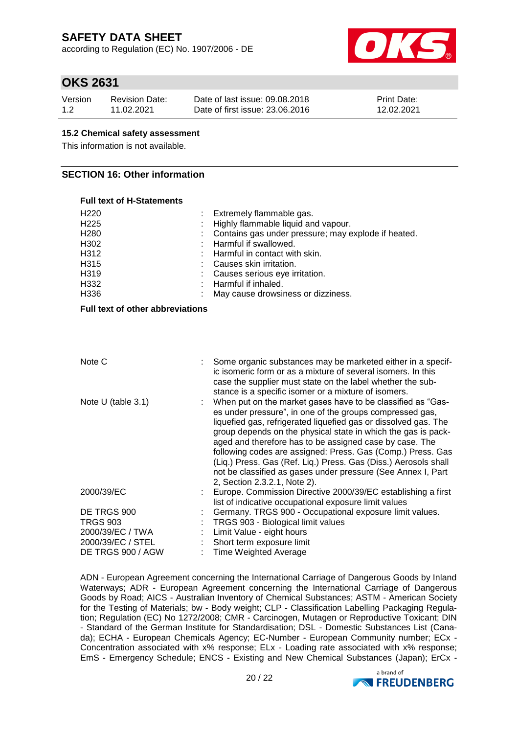### 15.2 Chemical safety assessment

This information is not available.

## SECTION 16: Other information

**Full text of H-Statements**

| | | |
|---|---|---|
| H220 | : | Extremely flammable gas. |
| H225 | : | Highly flammable liquid and vapour. |
| H280 | : | Contains gas under pressure; may explode if heated. |
| H302 | : | Harmful if swallowed. |
| H312 | : | Harmful in contact with skin. |
| H315 | : | Causes skin irritation. |
| H319 | : | Causes serious eye irritation. |
| H332 | : | Harmful if inhaled. |
| H336 | : | May cause drowsiness or dizziness. |

**Full text of other abbreviations**

| | | |
|---|---|---|
| Note C | : | Some organic substances may be marketed either in a specific isomeric form or as a mixture of several isomers. In this case the supplier must state on the label whether the substance is a specific isomer or a mixture of isomers. |
| Note U (table 3.1) | : | When put on the market gases have to be classified as "Gases under pressure", in one of the groups compressed gas, liquefied gas, refrigerated liquefied gas or dissolved gas. The group depends on the physical state in which the gas is packaged and therefore has to be assigned case by case. The following codes are assigned: Press. Gas (Comp.) Press. Gas (Liq.) Press. Gas (Ref. Liq.) Press. Gas (Diss.) Aerosols shall not be classified as gases under pressure (See Annex I, Part 2, Section 2.3.2.1, Note 2). |
| 2000/39/EC | : | Europe. Commission Directive 2000/39/EC establishing a first list of indicative occupational exposure limit values |
| DE TRGS 900 | : | Germany. TRGS 900 - Occupational exposure limit values. |
| TRGS 903 | : | TRGS 903 - Biological limit values |
| 2000/39/EC / TWA | : | Limit Value - eight hours |
| 2000/39/EC / STEL | : | Short term exposure limit |
| DE TRGS 900 / AGW | : | Time Weighted Average |

ADN - European Agreement concerning the International Carriage of Dangerous Goods by Inland Waterways; ADR - European Agreement concerning the International Carriage of Dangerous Goods by Road; AICS - Australian Inventory of Chemical Substances; ASTM - American Society for the Testing of Materials; bw - Body weight; CLP - Classification Labelling Packaging Regulation; Regulation (EC) No 1272/2008; CMR - Carcinogen, Mutagen or Reproductive Toxicant; DIN - Standard of the German Institute for Standardisation; DSL - Domestic Substances List (Canada); ECHA - European Chemicals Agency; EC-Number - European Community number; ECx - Concentration associated with x% response; ELx - Loading rate associated with x% response; EmS - Emergency Schedule; ENCS - Existing and New Chemical Substances (Japan); ErCx -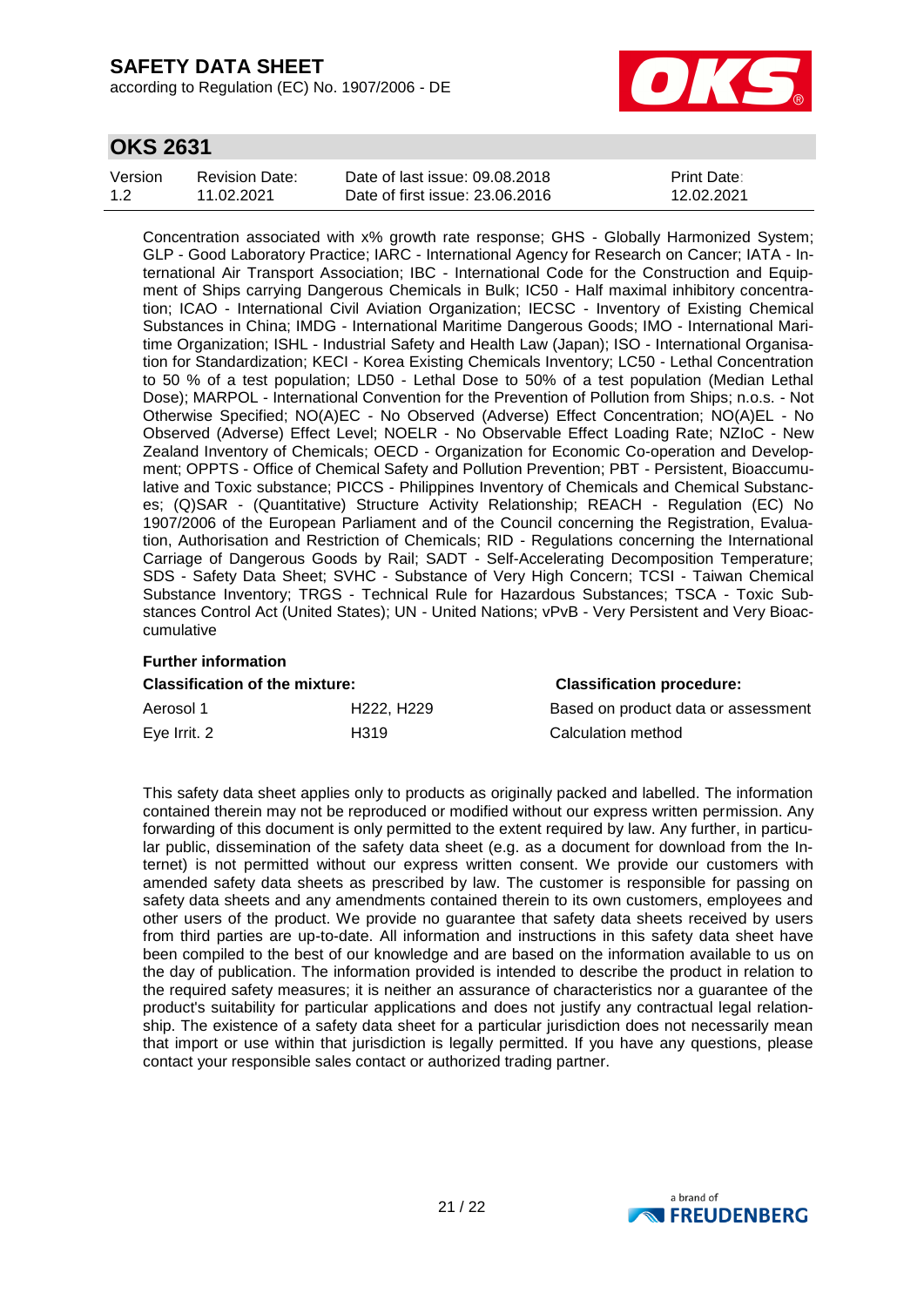Concentration associated with x% growth rate response; GHS - Globally Harmonized System; GLP - Good Laboratory Practice; IARC - International Agency for Research on Cancer; IATA - International Air Transport Association; IBC - International Code for the Construction and Equipment of Ships carrying Dangerous Chemicals in Bulk; IC50 - Half maximal inhibitory concentration; ICAO - International Civil Aviation Organization; IECSC - Inventory of Existing Chemical Substances in China; IMDG - International Maritime Dangerous Goods; IMO - International Maritime Organization; ISHL - Industrial Safety and Health Law (Japan); ISO - International Organisation for Standardization; KECI - Korea Existing Chemicals Inventory; LC50 - Lethal Concentration to 50 % of a test population; LD50 - Lethal Dose to 50% of a test population (Median Lethal Dose); MARPOL - International Convention for the Prevention of Pollution from Ships; n.o.s. - Not Otherwise Specified; NO(A)EC - No Observed (Adverse) Effect Concentration; NO(A)EL - No Observed (Adverse) Effect Level; NOELR - No Observable Effect Loading Rate; NZIoC - New Zealand Inventory of Chemicals; OECD - Organization for Economic Co-operation and Development; OPPTS - Office of Chemical Safety and Pollution Prevention; PBT - Persistent, Bioaccumulative and Toxic substance; PICCS - Philippines Inventory of Chemicals and Chemical Substances; (Q)SAR - (Quantitative) Structure Activity Relationship; REACH - Regulation (EC) No 1907/2006 of the European Parliament and of the Council concerning the Registration, Evaluation, Authorisation and Restriction of Chemicals; RID - Regulations concerning the International Carriage of Dangerous Goods by Rail; SADT - Self-Accelerating Decomposition Temperature; SDS - Safety Data Sheet; SVHC - Substance of Very High Concern; TCSI - Taiwan Chemical Substance Inventory; TRGS - Technical Rule for Hazardous Substances; TSCA - Toxic Substances Control Act (United States); UN - United Nations; vPvB - Very Persistent and Very Bioaccumulative

**Further information**

| **Classification of the mixture:** | | **Classification procedure:** |
|---|---|---|
| Aerosol 1 | H222, H229 | Based on product data or assessment |
| Eye Irrit. 2 | H319 | Calculation method |

This safety data sheet applies only to products as originally packed and labelled. The information contained therein may not be reproduced or modified without our express written permission. Any forwarding of this document is only permitted to the extent required by law. Any further, in particular public, dissemination of the safety data sheet (e.g. as a document for download from the Internet) is not permitted without our express written consent. We provide our customers with amended safety data sheets as prescribed by law. The customer is responsible for passing on safety data sheets and any amendments contained therein to its own customers, employees and other users of the product. We provide no guarantee that safety data sheets received by users from third parties are up-to-date. All information and instructions in this safety data sheet have been compiled to the best of our knowledge and are based on the information available to us on the day of publication. The information provided is intended to describe the product in relation to the required safety measures; it is neither an assurance of characteristics nor a guarantee of the product's suitability for particular applications and does not justify any contractual legal relationship. The existence of a safety data sheet for a particular jurisdiction does not necessarily mean that import or use within that jurisdiction is legally permitted. If you have any questions, please contact your responsible sales contact or authorized trading partner.